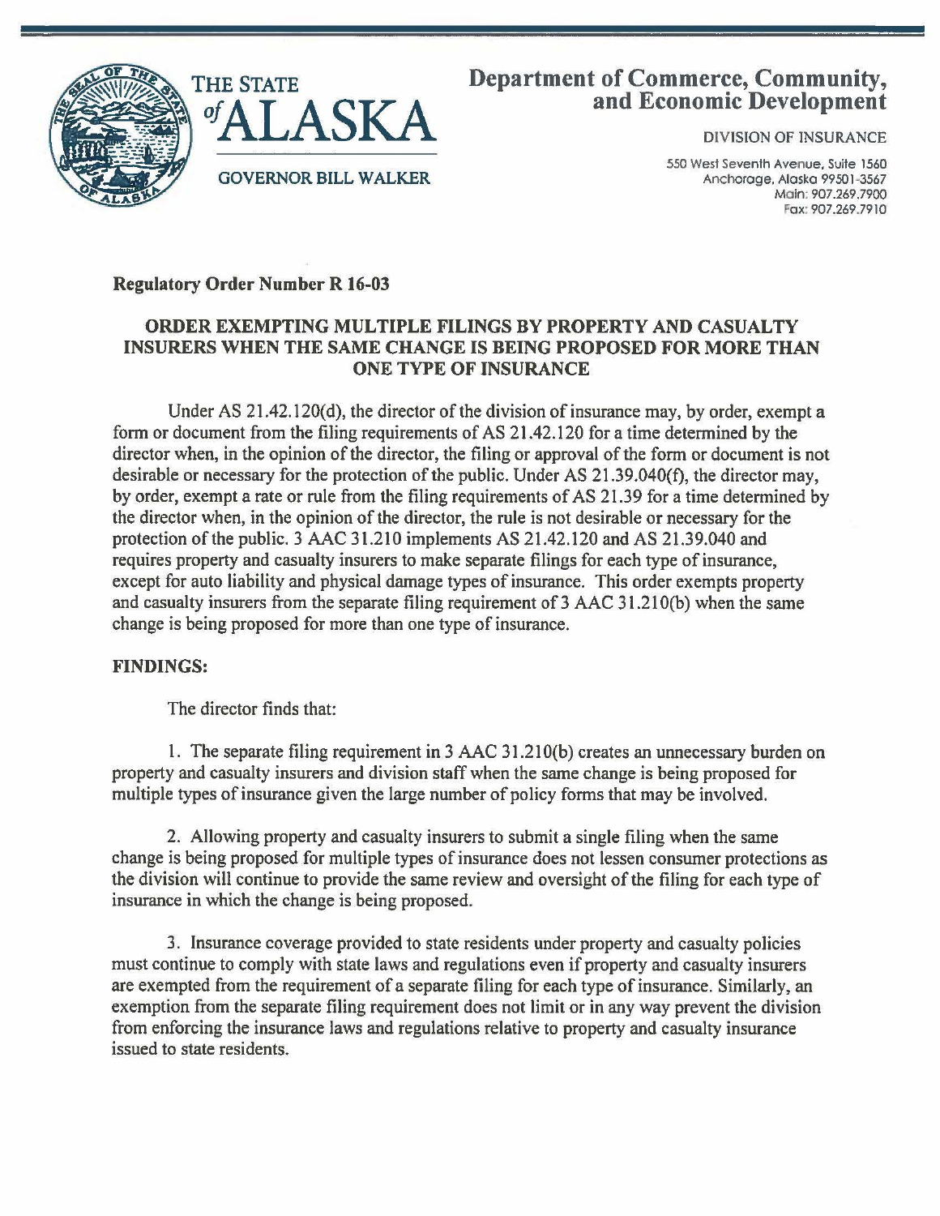THE STATE *of* ALASKA

GOVERNOR BILL WALKER

**Department of Commerce, Community, and Economic Development**

DIVISION OF INSURANCE

550 West Seventh Avenue, Suite 1560
Anchorage, Alaska 99501-3567
Main: 907.269.7900
Fax: 907.269.7910

**Regulatory Order Number R 16-03**

## ORDER EXEMPTING MULTIPLE FILINGS BY PROPERTY AND CASUALTY INSURERS WHEN THE SAME CHANGE IS BEING PROPOSED FOR MORE THAN ONE TYPE OF INSURANCE

Under AS 21.42.120(d), the director of the division of insurance may, by order, exempt a form or document from the filing requirements of AS 21.42.120 for a time determined by the director when, in the opinion of the director, the filing or approval of the form or document is not desirable or necessary for the protection of the public. Under AS 21.39.040(f), the director may, by order, exempt a rate or rule from the filing requirements of AS 21.39 for a time determined by the director when, in the opinion of the director, the rule is not desirable or necessary for the protection of the public. 3 AAC 31.210 implements AS 21.42.120 and AS 21.39.040 and requires property and casualty insurers to make separate filings for each type of insurance, except for auto liability and physical damage types of insurance. This order exempts property and casualty insurers from the separate filing requirement of 3 AAC 31.210(b) when the same change is being proposed for more than one type of insurance.

**FINDINGS:**

The director finds that:

1. The separate filing requirement in 3 AAC 31.210(b) creates an unnecessary burden on property and casualty insurers and division staff when the same change is being proposed for multiple types of insurance given the large number of policy forms that may be involved.

2. Allowing property and casualty insurers to submit a single filing when the same change is being proposed for multiple types of insurance does not lessen consumer protections as the division will continue to provide the same review and oversight of the filing for each type of insurance in which the change is being proposed.

3. Insurance coverage provided to state residents under property and casualty policies must continue to comply with state laws and regulations even if property and casualty insurers are exempted from the requirement of a separate filing for each type of insurance. Similarly, an exemption from the separate filing requirement does not limit or in any way prevent the division from enforcing the insurance laws and regulations relative to property and casualty insurance issued to state residents.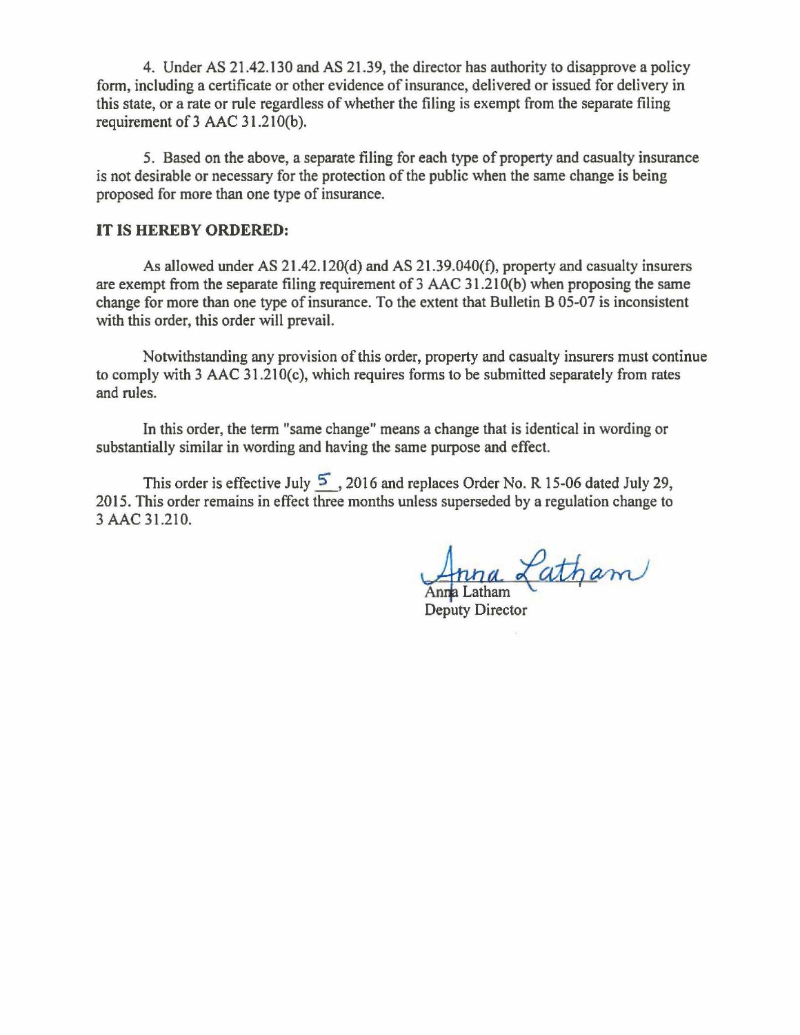4. Under AS 21.42.130 and AS 21.39, the director has authority to disapprove a policy form, including a certificate or other evidence of insurance, delivered or issued for delivery in this state, or a rate or rule regardless of whether the filing is exempt from the separate filing requirement of 3 AAC 31.210(b).

5. Based on the above, a separate filing for each type of property and casualty insurance is not desirable or necessary for the protection of the public when the same change is being proposed for more than one type of insurance.

**IT IS HEREBY ORDERED:**

As allowed under AS 21.42.120(d) and AS 21.39.040(f), property and casualty insurers are exempt from the separate filing requirement of 3 AAC 31.210(b) when proposing the same change for more than one type of insurance. To the extent that Bulletin B 05-07 is inconsistent with this order, this order will prevail.

Notwithstanding any provision of this order, property and casualty insurers must continue to comply with 3 AAC 31.210(c), which requires forms to be submitted separately from rates and rules.

In this order, the term "same change" means a change that is identical in wording or substantially similar in wording and having the same purpose and effect.

This order is effective July 5, 2016 and replaces Order No. R 15-06 dated July 29, 2015. This order remains in effect three months unless superseded by a regulation change to 3 AAC 31.210.

Anna Latham
Anna Latham
Deputy Director